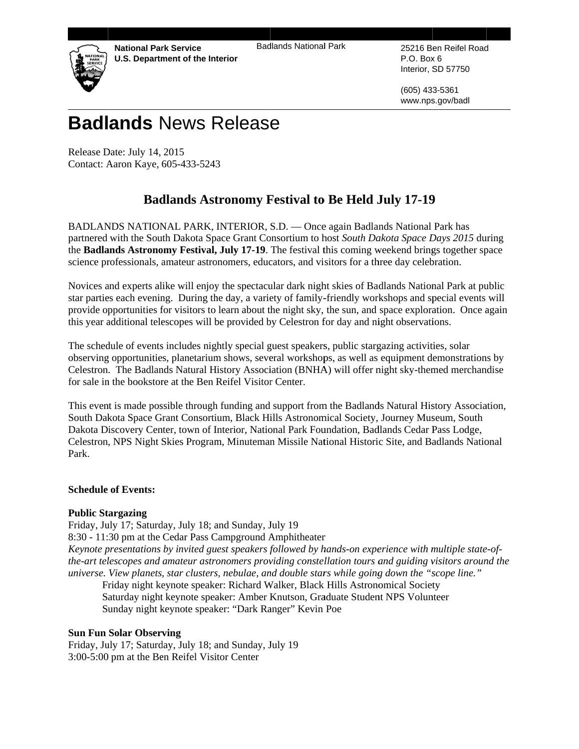**National Park Service**
**U.S. Department of the Interior**

Badlands National Park

25216 Ben Reifel Road
P.O. Box 6
Interior, SD 57750

(605) 433-5361
www.nps.gov/badl

# **Badlands** News Release

Release Date: July 14, 2015
Contact: Aaron Kaye, 605-433-5243

## Badlands Astronomy Festival to Be Held July 17-19

BADLANDS NATIONAL PARK, INTERIOR, S.D. — Once again Badlands National Park has partnered with the South Dakota Space Grant Consortium to host *South Dakota Space Days 2015* during the **Badlands Astronomy Festival, July 17-19**. The festival this coming weekend brings together space science professionals, amateur astronomers, educators, and visitors for a three day celebration.

Novices and experts alike will enjoy the spectacular dark night skies of Badlands National Park at public star parties each evening. During the day, a variety of family-friendly workshops and special events will provide opportunities for visitors to learn about the night sky, the sun, and space exploration. Once again this year additional telescopes will be provided by Celestron for day and night observations.

The schedule of events includes nightly special guest speakers, public stargazing activities, solar observing opportunities, planetarium shows, several workshops, as well as equipment demonstrations by Celestron. The Badlands Natural History Association (BNHA) will offer night sky-themed merchandise for sale in the bookstore at the Ben Reifel Visitor Center.

This event is made possible through funding and support from the Badlands Natural History Association, South Dakota Space Grant Consortium, Black Hills Astronomical Society, Journey Museum, South Dakota Discovery Center, town of Interior, National Park Foundation, Badlands Cedar Pass Lodge, Celestron, NPS Night Skies Program, Minuteman Missile National Historic Site, and Badlands National Park.

**Schedule of Events:**

**Public Stargazing**
Friday, July 17; Saturday, July 18; and Sunday, July 19
8:30 - 11:30 pm at the Cedar Pass Campground Amphitheater
*Keynote presentations by invited guest speakers followed by hands-on experience with multiple state-of-the-art telescopes and amateur astronomers providing constellation tours and guiding visitors around the universe. View planets, star clusters, nebulae, and double stars while going down the "scope line."*

Friday night keynote speaker: Richard Walker, Black Hills Astronomical Society
Saturday night keynote speaker: Amber Knutson, Graduate Student NPS Volunteer
Sunday night keynote speaker: "Dark Ranger" Kevin Poe

**Sun Fun Solar Observing**
Friday, July 17; Saturday, July 18; and Sunday, July 19
3:00-5:00 pm at the Ben Reifel Visitor Center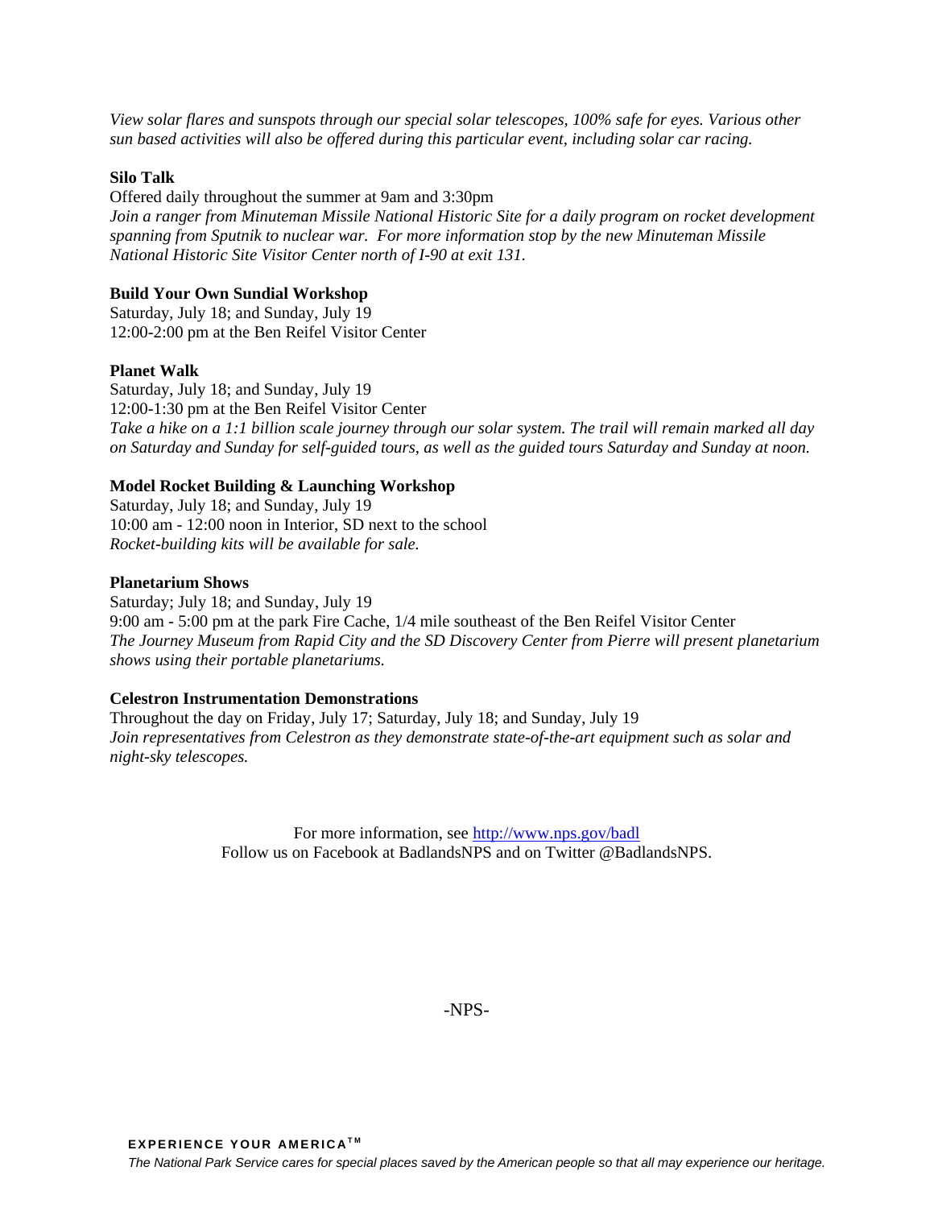*View solar flares and sunspots through our special solar telescopes, 100% safe for eyes. Various other sun based activities will also be offered during this particular event, including solar car racing.*

**Silo Talk**
Offered daily throughout the summer at 9am and 3:30pm
*Join a ranger from Minuteman Missile National Historic Site for a daily program on rocket development spanning from Sputnik to nuclear war. For more information stop by the new Minuteman Missile National Historic Site Visitor Center north of I-90 at exit 131.*

**Build Your Own Sundial Workshop**
Saturday, July 18; and Sunday, July 19
12:00-2:00 pm at the Ben Reifel Visitor Center

**Planet Walk**
Saturday, July 18; and Sunday, July 19
12:00-1:30 pm at the Ben Reifel Visitor Center
*Take a hike on a 1:1 billion scale journey through our solar system. The trail will remain marked all day on Saturday and Sunday for self-guided tours, as well as the guided tours Saturday and Sunday at noon.*

**Model Rocket Building & Launching Workshop**
Saturday, July 18; and Sunday, July 19
10:00 am - 12:00 noon in Interior, SD next to the school
*Rocket-building kits will be available for sale.*

**Planetarium Shows**
Saturday; July 18; and Sunday, July 19
9:00 am - 5:00 pm at the park Fire Cache, 1/4 mile southeast of the Ben Reifel Visitor Center
*The Journey Museum from Rapid City and the SD Discovery Center from Pierre will present planetarium shows using their portable planetariums.*

**Celestron Instrumentation Demonstrations**
Throughout the day on Friday, July 17; Saturday, July 18; and Sunday, July 19
*Join representatives from Celestron as they demonstrate state-of-the-art equipment such as solar and night-sky telescopes.*

For more information, see http://www.nps.gov/badl
Follow us on Facebook at BadlandsNPS and on Twitter @BadlandsNPS.

-NPS-

**EXPERIENCE YOUR AMERICA™**
*The National Park Service cares for special places saved by the American people so that all may experience our heritage.*